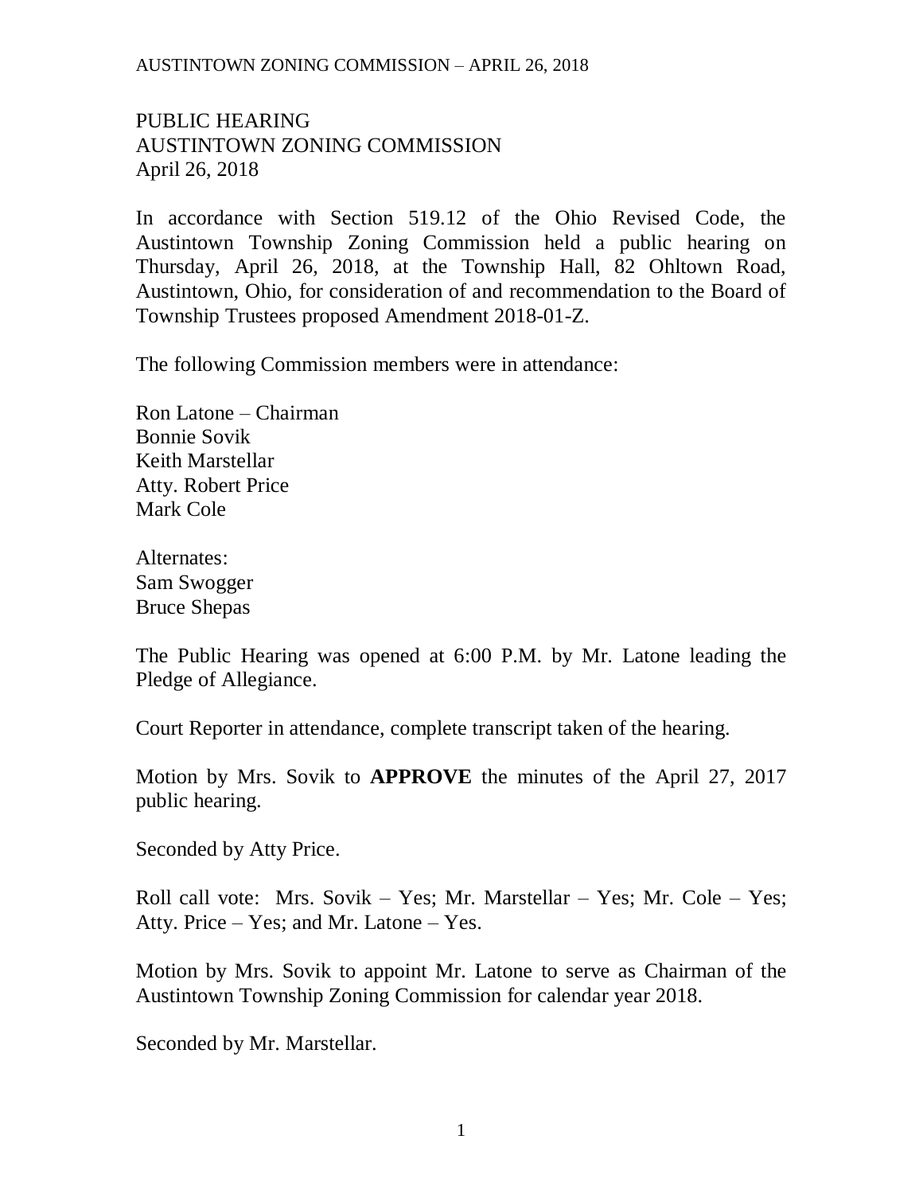PUBLIC HEARING
AUSTINTOWN ZONING COMMISSION
April 26, 2018

In accordance with Section 519.12 of the Ohio Revised Code, the Austintown Township Zoning Commission held a public hearing on Thursday, April 26, 2018, at the Township Hall, 82 Ohltown Road, Austintown, Ohio, for consideration of and recommendation to the Board of Township Trustees proposed Amendment 2018-01-Z.

The following Commission members were in attendance:

Ron Latone – Chairman
Bonnie Sovik
Keith Marstellar
Atty. Robert Price
Mark Cole

Alternates:
Sam Swogger
Bruce Shepas

The Public Hearing was opened at 6:00 P.M. by Mr. Latone leading the Pledge of Allegiance.

Court Reporter in attendance, complete transcript taken of the hearing.

Motion by Mrs. Sovik to **APPROVE** the minutes of the April 27, 2017 public hearing.

Seconded by Atty Price.

Roll call vote: Mrs. Sovik – Yes; Mr. Marstellar – Yes; Mr. Cole – Yes; Atty. Price – Yes; and Mr. Latone – Yes.

Motion by Mrs. Sovik to appoint Mr. Latone to serve as Chairman of the Austintown Township Zoning Commission for calendar year 2018.

Seconded by Mr. Marstellar.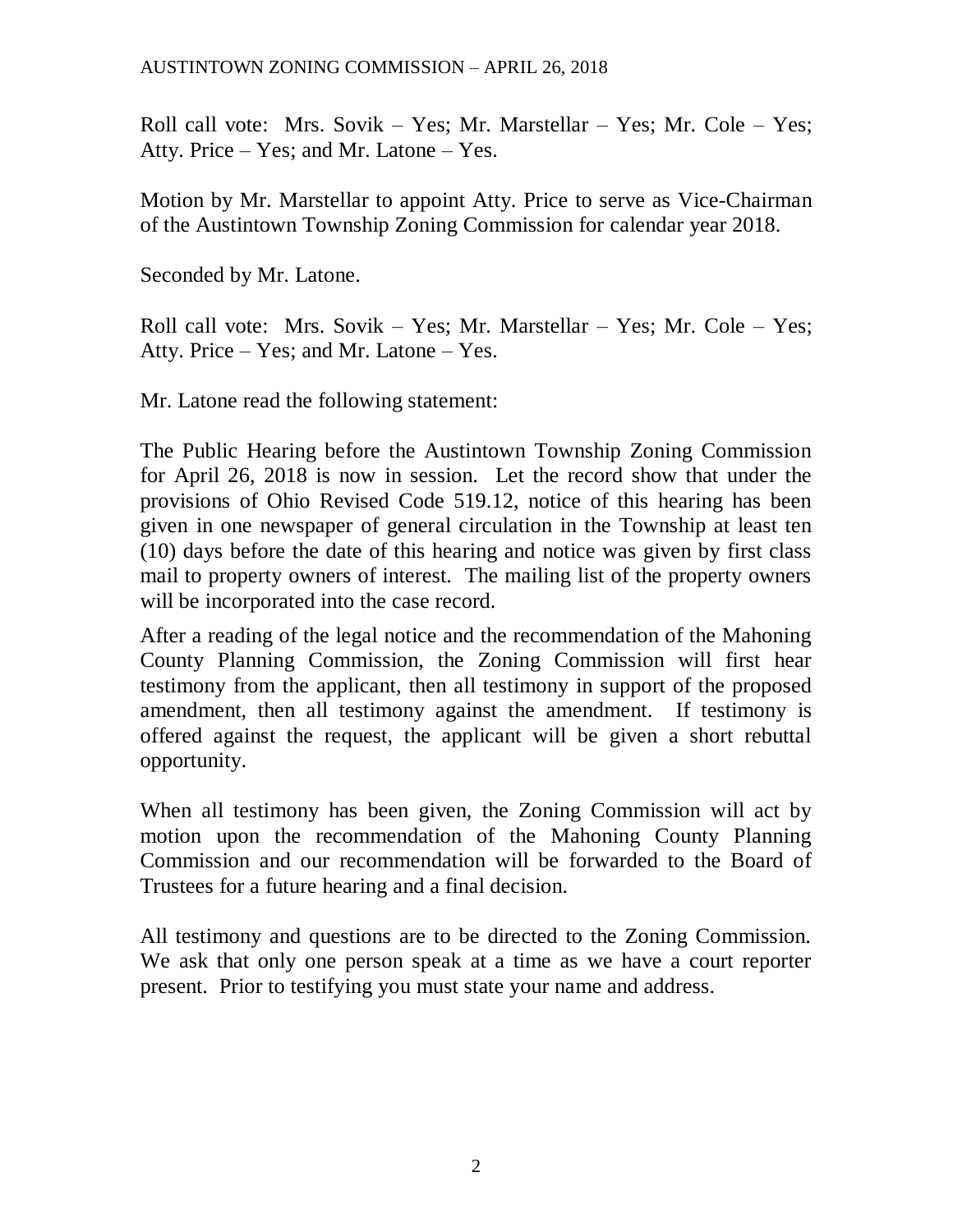Roll call vote: Mrs. Sovik – Yes; Mr. Marstellar – Yes; Mr. Cole – Yes; Atty. Price – Yes; and Mr. Latone – Yes.

Motion by Mr. Marstellar to appoint Atty. Price to serve as Vice-Chairman of the Austintown Township Zoning Commission for calendar year 2018.

Seconded by Mr. Latone.

Roll call vote: Mrs. Sovik – Yes; Mr. Marstellar – Yes; Mr. Cole – Yes; Atty. Price – Yes; and Mr. Latone – Yes.

Mr. Latone read the following statement:

The Public Hearing before the Austintown Township Zoning Commission for April 26, 2018 is now in session. Let the record show that under the provisions of Ohio Revised Code 519.12, notice of this hearing has been given in one newspaper of general circulation in the Township at least ten (10) days before the date of this hearing and notice was given by first class mail to property owners of interest. The mailing list of the property owners will be incorporated into the case record.

After a reading of the legal notice and the recommendation of the Mahoning County Planning Commission, the Zoning Commission will first hear testimony from the applicant, then all testimony in support of the proposed amendment, then all testimony against the amendment. If testimony is offered against the request, the applicant will be given a short rebuttal opportunity.

When all testimony has been given, the Zoning Commission will act by motion upon the recommendation of the Mahoning County Planning Commission and our recommendation will be forwarded to the Board of Trustees for a future hearing and a final decision.

All testimony and questions are to be directed to the Zoning Commission. We ask that only one person speak at a time as we have a court reporter present. Prior to testifying you must state your name and address.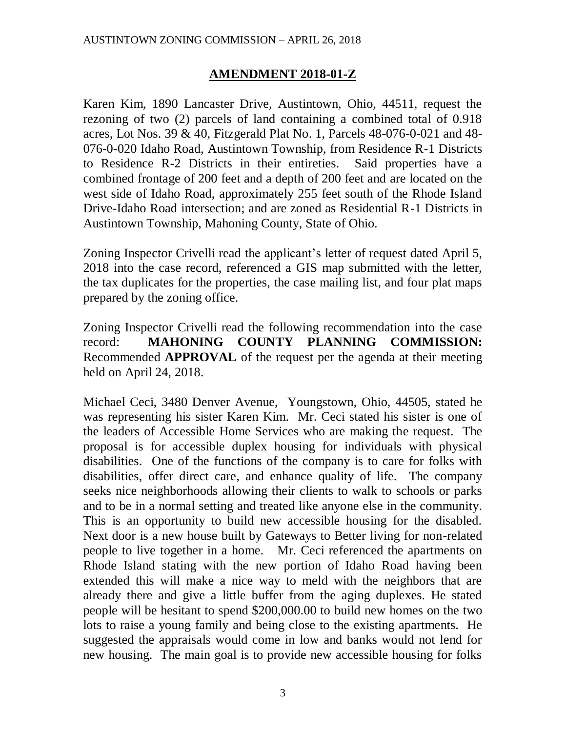## AMENDMENT 2018-01-Z

Karen Kim, 1890 Lancaster Drive, Austintown, Ohio, 44511, request the rezoning of two (2) parcels of land containing a combined total of 0.918 acres, Lot Nos. 39 & 40, Fitzgerald Plat No. 1, Parcels 48-076-0-021 and 48-076-0-020 Idaho Road, Austintown Township, from Residence R-1 Districts to Residence R-2 Districts in their entireties. Said properties have a combined frontage of 200 feet and a depth of 200 feet and are located on the west side of Idaho Road, approximately 255 feet south of the Rhode Island Drive-Idaho Road intersection; and are zoned as Residential R-1 Districts in Austintown Township, Mahoning County, State of Ohio.

Zoning Inspector Crivelli read the applicant's letter of request dated April 5, 2018 into the case record, referenced a GIS map submitted with the letter, the tax duplicates for the properties, the case mailing list, and four plat maps prepared by the zoning office.

Zoning Inspector Crivelli read the following recommendation into the case record: **MAHONING COUNTY PLANNING COMMISSION:** Recommended **APPROVAL** of the request per the agenda at their meeting held on April 24, 2018.

Michael Ceci, 3480 Denver Avenue, Youngstown, Ohio, 44505, stated he was representing his sister Karen Kim. Mr. Ceci stated his sister is one of the leaders of Accessible Home Services who are making the request. The proposal is for accessible duplex housing for individuals with physical disabilities. One of the functions of the company is to care for folks with disabilities, offer direct care, and enhance quality of life. The company seeks nice neighborhoods allowing their clients to walk to schools or parks and to be in a normal setting and treated like anyone else in the community. This is an opportunity to build new accessible housing for the disabled. Next door is a new house built by Gateways to Better living for non-related people to live together in a home. Mr. Ceci referenced the apartments on Rhode Island stating with the new portion of Idaho Road having been extended this will make a nice way to meld with the neighbors that are already there and give a little buffer from the aging duplexes. He stated people will be hesitant to spend $200,000.00 to build new homes on the two lots to raise a young family and being close to the existing apartments. He suggested the appraisals would come in low and banks would not lend for new housing. The main goal is to provide new accessible housing for folks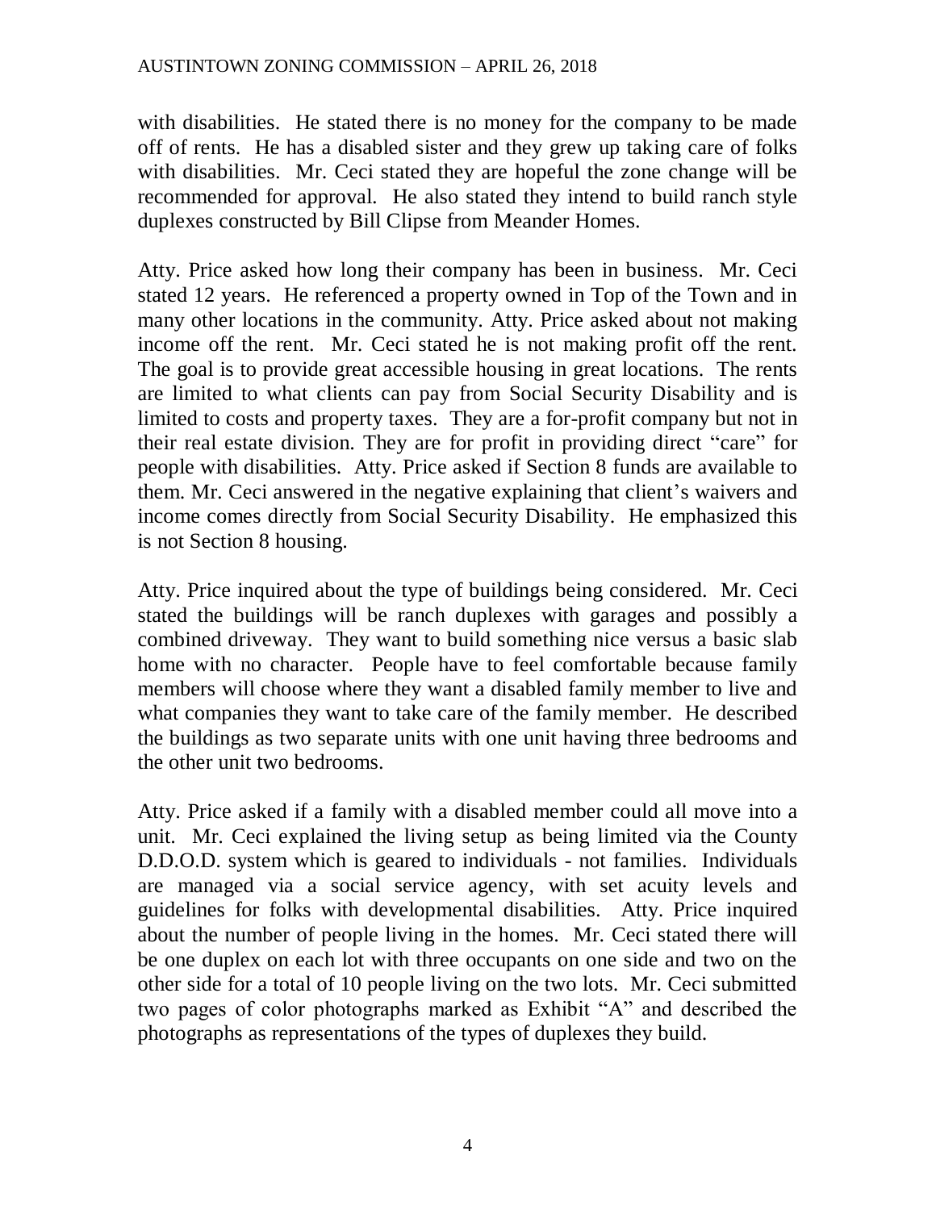with disabilities. He stated there is no money for the company to be made off of rents. He has a disabled sister and they grew up taking care of folks with disabilities. Mr. Ceci stated they are hopeful the zone change will be recommended for approval. He also stated they intend to build ranch style duplexes constructed by Bill Clipse from Meander Homes.

Atty. Price asked how long their company has been in business. Mr. Ceci stated 12 years. He referenced a property owned in Top of the Town and in many other locations in the community. Atty. Price asked about not making income off the rent. Mr. Ceci stated he is not making profit off the rent. The goal is to provide great accessible housing in great locations. The rents are limited to what clients can pay from Social Security Disability and is limited to costs and property taxes. They are a for-profit company but not in their real estate division. They are for profit in providing direct "care" for people with disabilities. Atty. Price asked if Section 8 funds are available to them. Mr. Ceci answered in the negative explaining that client's waivers and income comes directly from Social Security Disability. He emphasized this is not Section 8 housing.

Atty. Price inquired about the type of buildings being considered. Mr. Ceci stated the buildings will be ranch duplexes with garages and possibly a combined driveway. They want to build something nice versus a basic slab home with no character. People have to feel comfortable because family members will choose where they want a disabled family member to live and what companies they want to take care of the family member. He described the buildings as two separate units with one unit having three bedrooms and the other unit two bedrooms.

Atty. Price asked if a family with a disabled member could all move into a unit. Mr. Ceci explained the living setup as being limited via the County D.D.O.D. system which is geared to individuals - not families. Individuals are managed via a social service agency, with set acuity levels and guidelines for folks with developmental disabilities. Atty. Price inquired about the number of people living in the homes. Mr. Ceci stated there will be one duplex on each lot with three occupants on one side and two on the other side for a total of 10 people living on the two lots. Mr. Ceci submitted two pages of color photographs marked as Exhibit "A" and described the photographs as representations of the types of duplexes they build.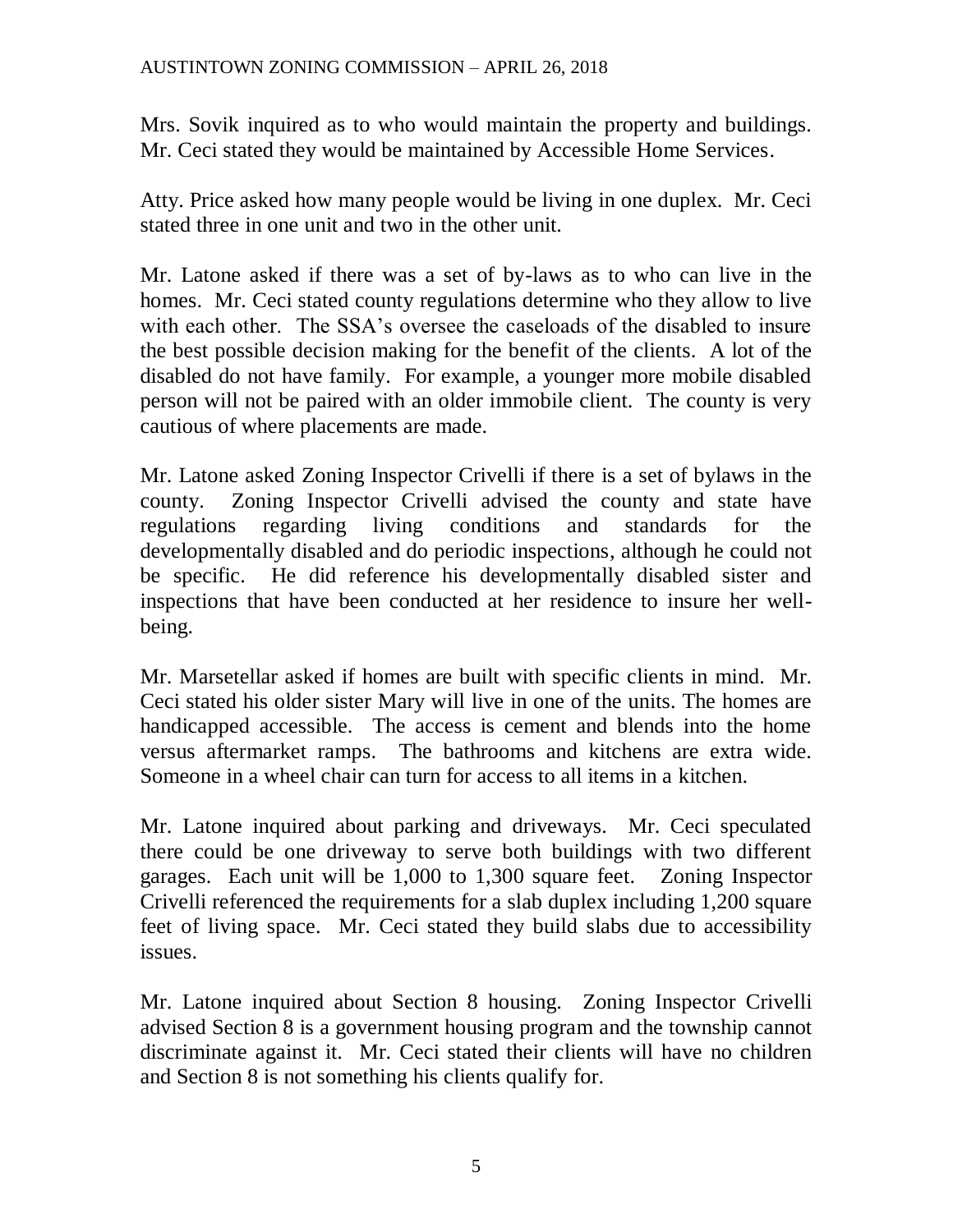Mrs. Sovik inquired as to who would maintain the property and buildings. Mr. Ceci stated they would be maintained by Accessible Home Services.

Atty. Price asked how many people would be living in one duplex. Mr. Ceci stated three in one unit and two in the other unit.

Mr. Latone asked if there was a set of by-laws as to who can live in the homes. Mr. Ceci stated county regulations determine who they allow to live with each other. The SSA's oversee the caseloads of the disabled to insure the best possible decision making for the benefit of the clients. A lot of the disabled do not have family. For example, a younger more mobile disabled person will not be paired with an older immobile client. The county is very cautious of where placements are made.

Mr. Latone asked Zoning Inspector Crivelli if there is a set of bylaws in the county. Zoning Inspector Crivelli advised the county and state have regulations regarding living conditions and standards for the developmentally disabled and do periodic inspections, although he could not be specific. He did reference his developmentally disabled sister and inspections that have been conducted at her residence to insure her well-being.

Mr. Marsetellar asked if homes are built with specific clients in mind. Mr. Ceci stated his older sister Mary will live in one of the units. The homes are handicapped accessible. The access is cement and blends into the home versus aftermarket ramps. The bathrooms and kitchens are extra wide. Someone in a wheel chair can turn for access to all items in a kitchen.

Mr. Latone inquired about parking and driveways. Mr. Ceci speculated there could be one driveway to serve both buildings with two different garages. Each unit will be 1,000 to 1,300 square feet. Zoning Inspector Crivelli referenced the requirements for a slab duplex including 1,200 square feet of living space. Mr. Ceci stated they build slabs due to accessibility issues.

Mr. Latone inquired about Section 8 housing. Zoning Inspector Crivelli advised Section 8 is a government housing program and the township cannot discriminate against it. Mr. Ceci stated their clients will have no children and Section 8 is not something his clients qualify for.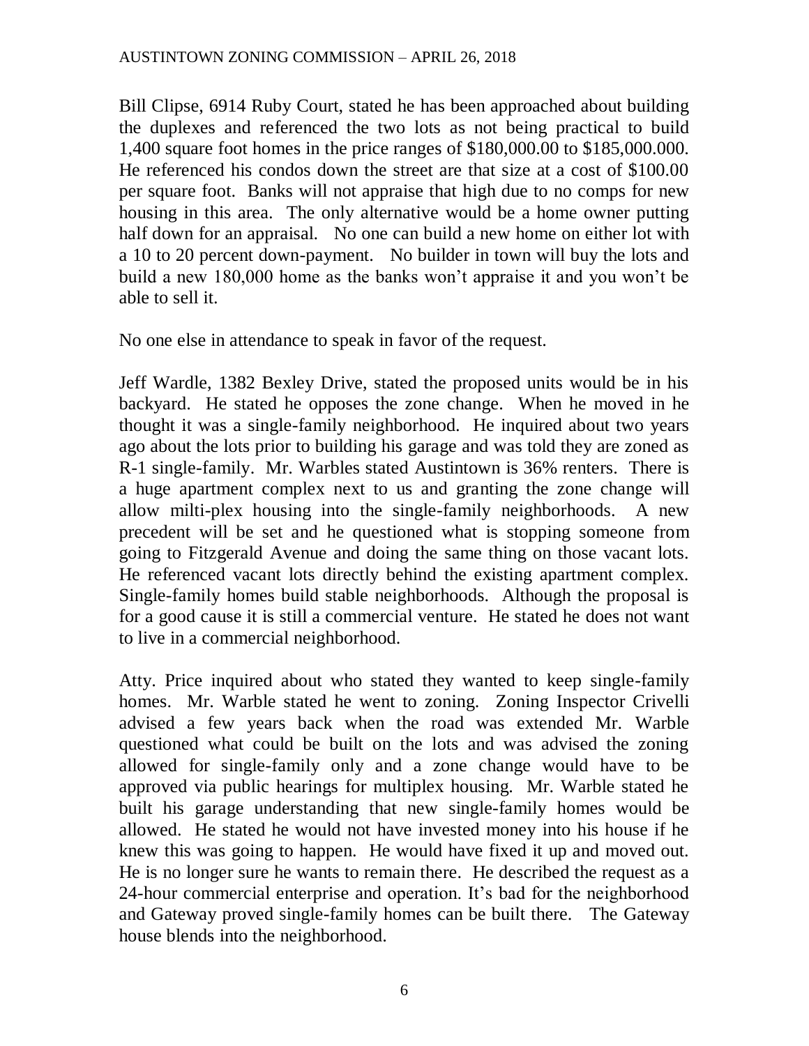Bill Clipse, 6914 Ruby Court, stated he has been approached about building the duplexes and referenced the two lots as not being practical to build 1,400 square foot homes in the price ranges of $180,000.00 to $185,000.000. He referenced his condos down the street are that size at a cost of $100.00 per square foot. Banks will not appraise that high due to no comps for new housing in this area. The only alternative would be a home owner putting half down for an appraisal. No one can build a new home on either lot with a 10 to 20 percent down-payment. No builder in town will buy the lots and build a new 180,000 home as the banks won't appraise it and you won't be able to sell it.

No one else in attendance to speak in favor of the request.

Jeff Wardle, 1382 Bexley Drive, stated the proposed units would be in his backyard. He stated he opposes the zone change. When he moved in he thought it was a single-family neighborhood. He inquired about two years ago about the lots prior to building his garage and was told they are zoned as R-1 single-family. Mr. Warbles stated Austintown is 36% renters. There is a huge apartment complex next to us and granting the zone change will allow milti-plex housing into the single-family neighborhoods. A new precedent will be set and he questioned what is stopping someone from going to Fitzgerald Avenue and doing the same thing on those vacant lots. He referenced vacant lots directly behind the existing apartment complex. Single-family homes build stable neighborhoods. Although the proposal is for a good cause it is still a commercial venture. He stated he does not want to live in a commercial neighborhood.

Atty. Price inquired about who stated they wanted to keep single-family homes. Mr. Warble stated he went to zoning. Zoning Inspector Crivelli advised a few years back when the road was extended Mr. Warble questioned what could be built on the lots and was advised the zoning allowed for single-family only and a zone change would have to be approved via public hearings for multiplex housing. Mr. Warble stated he built his garage understanding that new single-family homes would be allowed. He stated he would not have invested money into his house if he knew this was going to happen. He would have fixed it up and moved out. He is no longer sure he wants to remain there. He described the request as a 24-hour commercial enterprise and operation. It's bad for the neighborhood and Gateway proved single-family homes can be built there. The Gateway house blends into the neighborhood.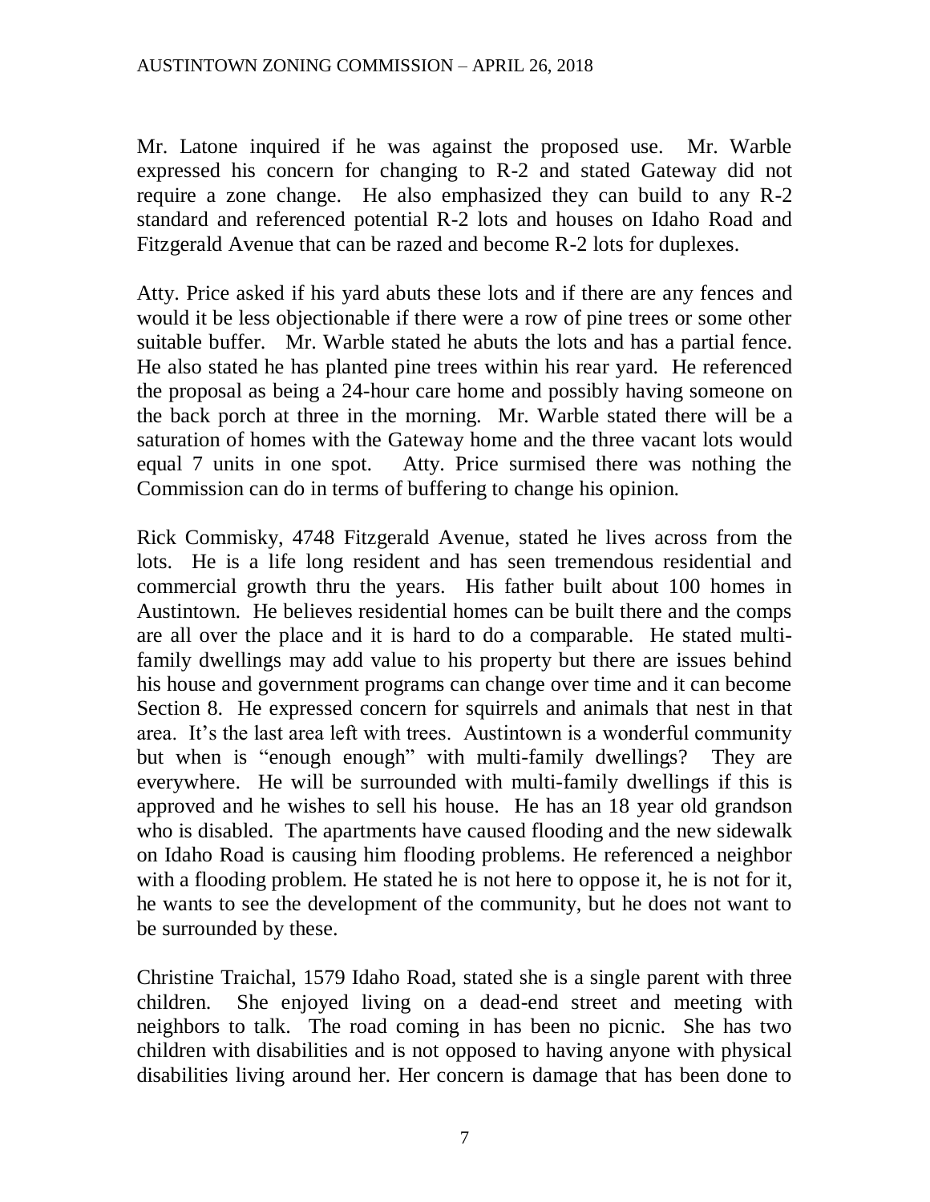Mr. Latone inquired if he was against the proposed use. Mr. Warble expressed his concern for changing to R-2 and stated Gateway did not require a zone change. He also emphasized they can build to any R-2 standard and referenced potential R-2 lots and houses on Idaho Road and Fitzgerald Avenue that can be razed and become R-2 lots for duplexes.

Atty. Price asked if his yard abuts these lots and if there are any fences and would it be less objectionable if there were a row of pine trees or some other suitable buffer. Mr. Warble stated he abuts the lots and has a partial fence. He also stated he has planted pine trees within his rear yard. He referenced the proposal as being a 24-hour care home and possibly having someone on the back porch at three in the morning. Mr. Warble stated there will be a saturation of homes with the Gateway home and the three vacant lots would equal 7 units in one spot. Atty. Price surmised there was nothing the Commission can do in terms of buffering to change his opinion.

Rick Commisky, 4748 Fitzgerald Avenue, stated he lives across from the lots. He is a life long resident and has seen tremendous residential and commercial growth thru the years. His father built about 100 homes in Austintown. He believes residential homes can be built there and the comps are all over the place and it is hard to do a comparable. He stated multi-family dwellings may add value to his property but there are issues behind his house and government programs can change over time and it can become Section 8. He expressed concern for squirrels and animals that nest in that area. It's the last area left with trees. Austintown is a wonderful community but when is "enough enough" with multi-family dwellings? They are everywhere. He will be surrounded with multi-family dwellings if this is approved and he wishes to sell his house. He has an 18 year old grandson who is disabled. The apartments have caused flooding and the new sidewalk on Idaho Road is causing him flooding problems. He referenced a neighbor with a flooding problem. He stated he is not here to oppose it, he is not for it, he wants to see the development of the community, but he does not want to be surrounded by these.

Christine Traichal, 1579 Idaho Road, stated she is a single parent with three children. She enjoyed living on a dead-end street and meeting with neighbors to talk. The road coming in has been no picnic. She has two children with disabilities and is not opposed to having anyone with physical disabilities living around her. Her concern is damage that has been done to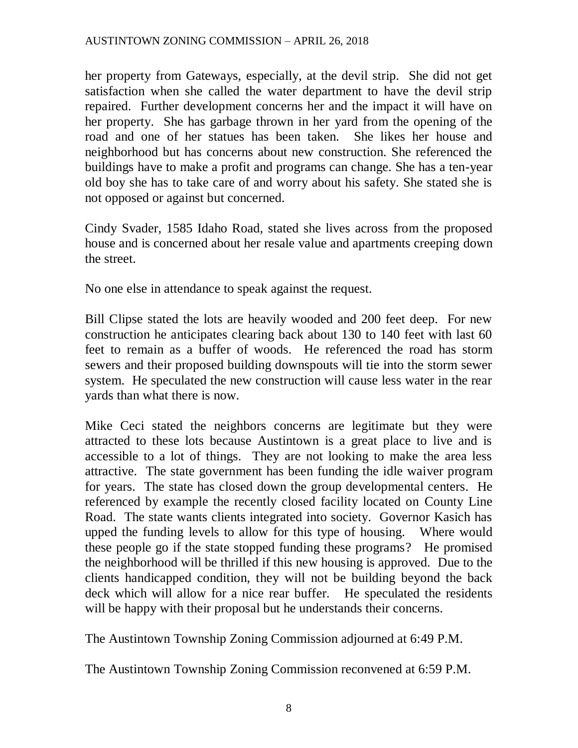her property from Gateways, especially, at the devil strip. She did not get satisfaction when she called the water department to have the devil strip repaired. Further development concerns her and the impact it will have on her property. She has garbage thrown in her yard from the opening of the road and one of her statues has been taken. She likes her house and neighborhood but has concerns about new construction. She referenced the buildings have to make a profit and programs can change. She has a ten-year old boy she has to take care of and worry about his safety. She stated she is not opposed or against but concerned.

Cindy Svader, 1585 Idaho Road, stated she lives across from the proposed house and is concerned about her resale value and apartments creeping down the street.

No one else in attendance to speak against the request.

Bill Clipse stated the lots are heavily wooded and 200 feet deep. For new construction he anticipates clearing back about 130 to 140 feet with last 60 feet to remain as a buffer of woods. He referenced the road has storm sewers and their proposed building downspouts will tie into the storm sewer system. He speculated the new construction will cause less water in the rear yards than what there is now.

Mike Ceci stated the neighbors concerns are legitimate but they were attracted to these lots because Austintown is a great place to live and is accessible to a lot of things. They are not looking to make the area less attractive. The state government has been funding the idle waiver program for years. The state has closed down the group developmental centers. He referenced by example the recently closed facility located on County Line Road. The state wants clients integrated into society. Governor Kasich has upped the funding levels to allow for this type of housing. Where would these people go if the state stopped funding these programs? He promised the neighborhood will be thrilled if this new housing is approved. Due to the clients handicapped condition, they will not be building beyond the back deck which will allow for a nice rear buffer. He speculated the residents will be happy with their proposal but he understands their concerns.

The Austintown Township Zoning Commission adjourned at 6:49 P.M.

The Austintown Township Zoning Commission reconvened at 6:59 P.M.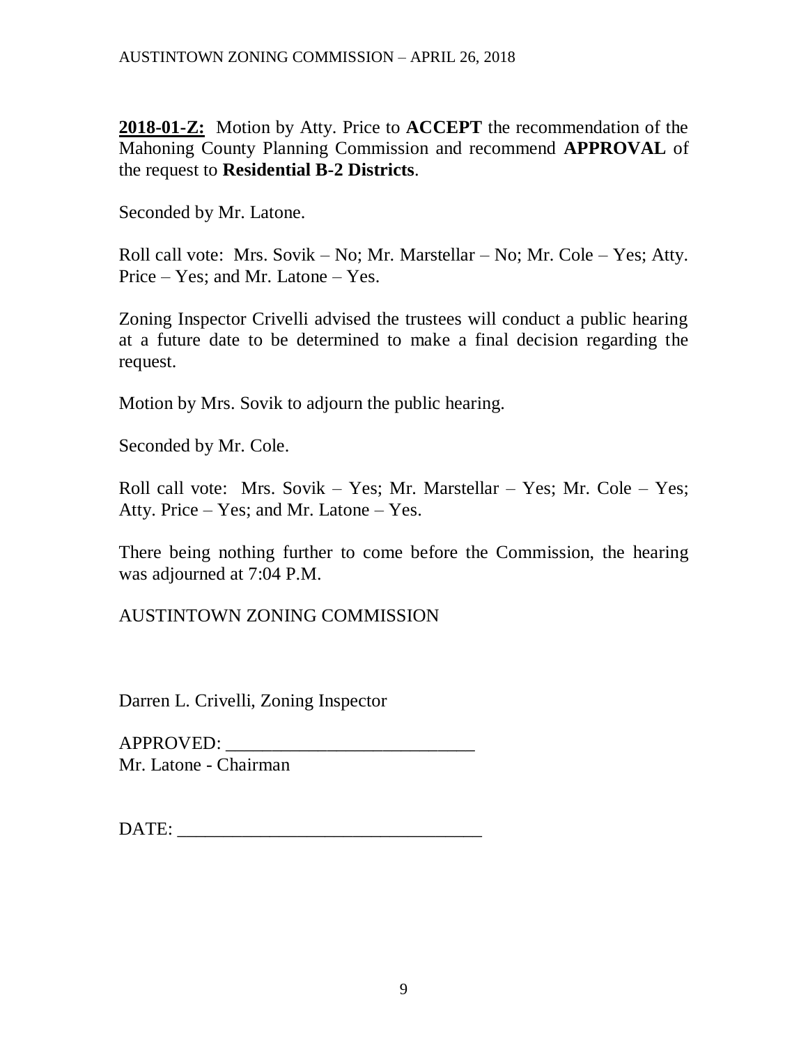**2018-01-Z:** Motion by Atty. Price to **ACCEPT** the recommendation of the Mahoning County Planning Commission and recommend **APPROVAL** of the request to **Residential B-2 Districts**.

Seconded by Mr. Latone.

Roll call vote: Mrs. Sovik – No; Mr. Marstellar – No; Mr. Cole – Yes; Atty. Price – Yes; and Mr. Latone – Yes.

Zoning Inspector Crivelli advised the trustees will conduct a public hearing at a future date to be determined to make a final decision regarding the request.

Motion by Mrs. Sovik to adjourn the public hearing.

Seconded by Mr. Cole.

Roll call vote: Mrs. Sovik – Yes; Mr. Marstellar – Yes; Mr. Cole – Yes; Atty. Price – Yes; and Mr. Latone – Yes.

There being nothing further to come before the Commission, the hearing was adjourned at 7:04 P.M.

AUSTINTOWN ZONING COMMISSION

Darren L. Crivelli, Zoning Inspector

APPROVED: ___________________________
Mr. Latone - Chairman

DATE: _________________________________